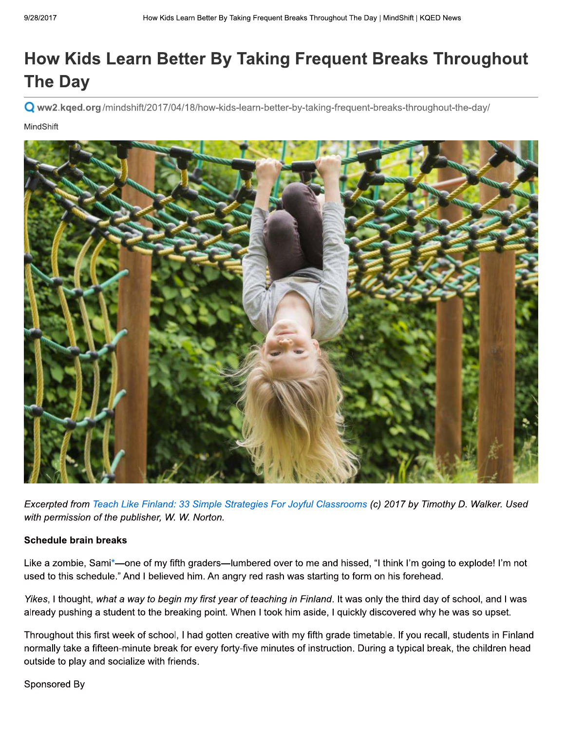# How Kids Learn Better By Taking Frequent Breaks Throughout The Day

ww2.kqed.org/mindshift/2017/04/18/how-kids-learn-better-by-taking-frequent-breaks-throughout-the-day/

MindShift

*Excerpted from Teach Like Finland: 33 Simple Strategies For Joyful Classrooms (c) 2017 by Timothy D. Walker. Used with permission of the publisher, W. W. Norton.*

**Schedule brain breaks**

Like a zombie, Sami*—one of my fifth graders—lumbered over to me and hissed, "I think I'm going to explode! I'm not used to this schedule." And I believed him. An angry red rash was starting to form on his forehead.

*Yikes*, I thought, *what a way to begin my first year of teaching in Finland*. It was only the third day of school, and I was already pushing a student to the breaking point. When I took him aside, I quickly discovered why he was so upset.

Throughout this first week of school, I had gotten creative with my fifth grade timetable. If you recall, students in Finland normally take a fifteen-minute break for every forty-five minutes of instruction. During a typical break, the children head outside to play and socialize with friends.

Sponsored By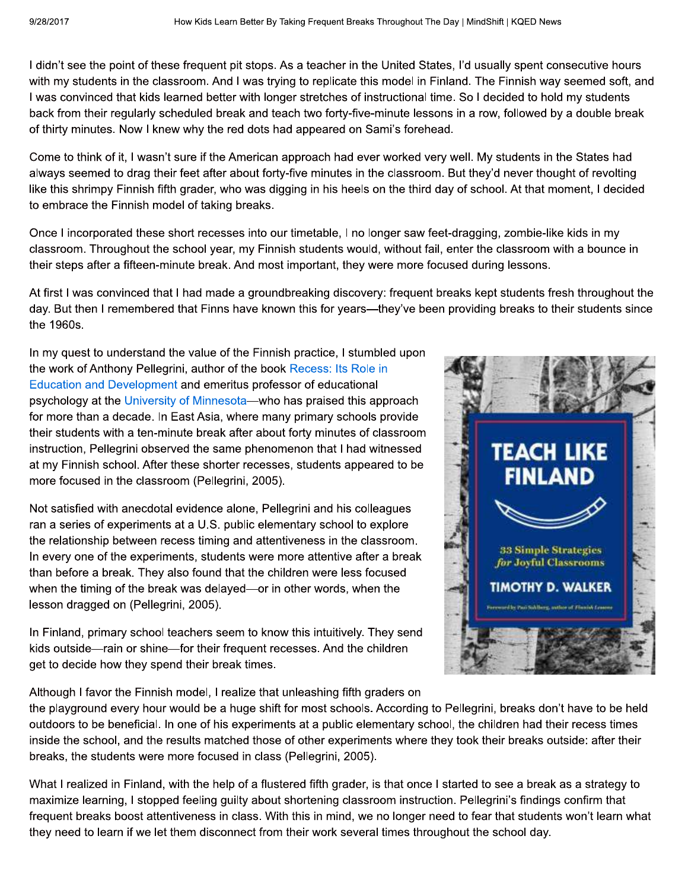I didn't see the point of these frequent pit stops. As a teacher in the United States, I'd usually spent consecutive hours with my students in the classroom. And I was trying to replicate this model in Finland. The Finnish way seemed soft, and I was convinced that kids learned better with longer stretches of instructional time. So I decided to hold my students back from their regularly scheduled break and teach two forty-five-minute lessons in a row, followed by a double break of thirty minutes. Now I knew why the red dots had appeared on Sami's forehead.

Come to think of it, I wasn't sure if the American approach had ever worked very well. My students in the States had always seemed to drag their feet after about forty-five minutes in the classroom. But they'd never thought of revolting like this shrimpy Finnish fifth grader, who was digging in his heels on the third day of school. At that moment, I decided to embrace the Finnish model of taking breaks.

Once I incorporated these short recesses into our timetable, I no longer saw feet-dragging, zombie-like kids in my classroom. Throughout the school year, my Finnish students would, without fail, enter the classroom with a bounce in their steps after a fifteen-minute break. And most important, they were more focused during lessons.

At first I was convinced that I had made a groundbreaking discovery: frequent breaks kept students fresh throughout the day. But then I remembered that Finns have known this for years—they've been providing breaks to their students since the 1960s.

In my quest to understand the value of the Finnish practice, I stumbled upon the work of Anthony Pellegrini, author of the book Recess: Its Role in Education and Development and emeritus professor of educational psychology at the University of Minnesota—who has praised this approach for more than a decade. In East Asia, where many primary schools provide their students with a ten-minute break after about forty minutes of classroom instruction, Pellegrini observed the same phenomenon that I had witnessed at my Finnish school. After these shorter recesses, students appeared to be more focused in the classroom (Pellegrini, 2005).

Not satisfied with anecdotal evidence alone, Pellegrini and his colleagues ran a series of experiments at a U.S. public elementary school to explore the relationship between recess timing and attentiveness in the classroom. In every one of the experiments, students were more attentive after a break than before a break. They also found that the children were less focused when the timing of the break was delayed—or in other words, when the lesson dragged on (Pellegrini, 2005).

In Finland, primary school teachers seem to know this intuitively. They send kids outside—rain or shine—for their frequent recesses. And the children get to decide how they spend their break times.

Although I favor the Finnish model, I realize that unleashing fifth graders on the playground every hour would be a huge shift for most schools. According to Pellegrini, breaks don't have to be held outdoors to be beneficial. In one of his experiments at a public elementary school, the children had their recess times inside the school, and the results matched those of other experiments where they took their breaks outside: after their breaks, the students were more focused in class (Pellegrini, 2005).

What I realized in Finland, with the help of a flustered fifth grader, is that once I started to see a break as a strategy to maximize learning, I stopped feeling guilty about shortening classroom instruction. Pellegrini's findings confirm that frequent breaks boost attentiveness in class. With this in mind, we no longer need to fear that students won't learn what they need to learn if we let them disconnect from their work several times throughout the school day.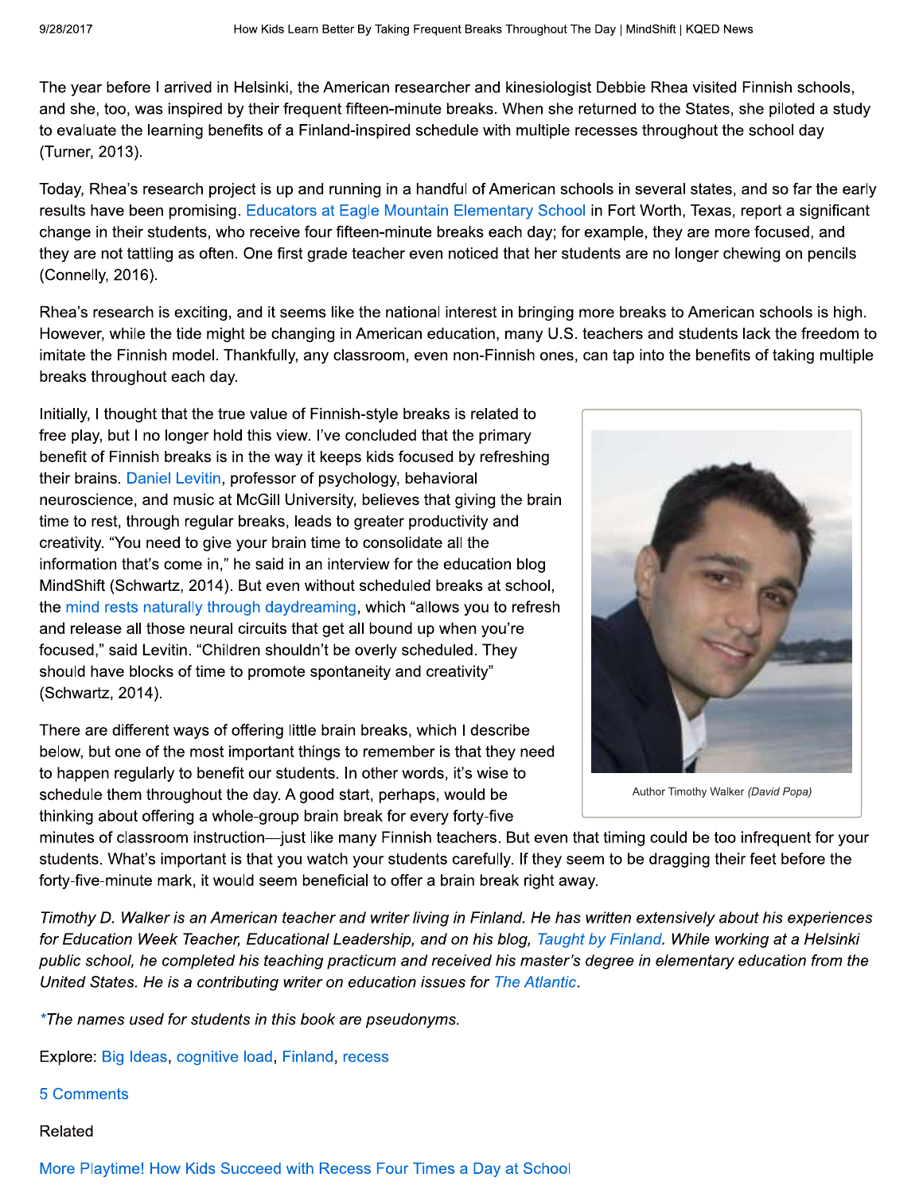The year before I arrived in Helsinki, the American researcher and kinesiologist Debbie Rhea visited Finnish schools, and she, too, was inspired by their frequent fifteen-minute breaks. When she returned to the States, she piloted a study to evaluate the learning benefits of a Finland-inspired schedule with multiple recesses throughout the school day (Turner, 2013).

Today, Rhea's research project is up and running in a handful of American schools in several states, and so far the early results have been promising. Educators at Eagle Mountain Elementary School in Fort Worth, Texas, report a significant change in their students, who receive four fifteen-minute breaks each day; for example, they are more focused, and they are not tattling as often. One first grade teacher even noticed that her students are no longer chewing on pencils (Connelly, 2016).

Rhea's research is exciting, and it seems like the national interest in bringing more breaks to American schools is high. However, while the tide might be changing in American education, many U.S. teachers and students lack the freedom to imitate the Finnish model. Thankfully, any classroom, even non-Finnish ones, can tap into the benefits of taking multiple breaks throughout each day.

Initially, I thought that the true value of Finnish-style breaks is related to free play, but I no longer hold this view. I've concluded that the primary benefit of Finnish breaks is in the way it keeps kids focused by refreshing their brains. Daniel Levitin, professor of psychology, behavioral neuroscience, and music at McGill University, believes that giving the brain time to rest, through regular breaks, leads to greater productivity and creativity. "You need to give your brain time to consolidate all the information that's come in," he said in an interview for the education blog MindShift (Schwartz, 2014). But even without scheduled breaks at school, the mind rests naturally through daydreaming, which "allows you to refresh and release all those neural circuits that get all bound up when you're focused," said Levitin. "Children shouldn't be overly scheduled. They should have blocks of time to promote spontaneity and creativity" (Schwartz, 2014).

Author Timothy Walker *(David Popa)*

There are different ways of offering little brain breaks, which I describe below, but one of the most important things to remember is that they need to happen regularly to benefit our students. In other words, it's wise to schedule them throughout the day. A good start, perhaps, would be thinking about offering a whole-group brain break for every forty-five minutes of classroom instruction—just like many Finnish teachers. But even that timing could be too infrequent for your students. What's important is that you watch your students carefully. If they seem to be dragging their feet before the forty-five-minute mark, it would seem beneficial to offer a brain break right away.

*Timothy D. Walker is an American teacher and writer living in Finland. He has written extensively about his experiences for Education Week Teacher, Educational Leadership, and on his blog, Taught by Finland. While working at a Helsinki public school, he completed his teaching practicum and received his master's degree in elementary education from the United States. He is a contributing writer on education issues for The Atlantic.*

**The names used for students in this book are pseudonyms.*

Explore: Big Ideas, cognitive load, Finland, recess

5 Comments

Related

More Playtime! How Kids Succeed with Recess Four Times a Day at School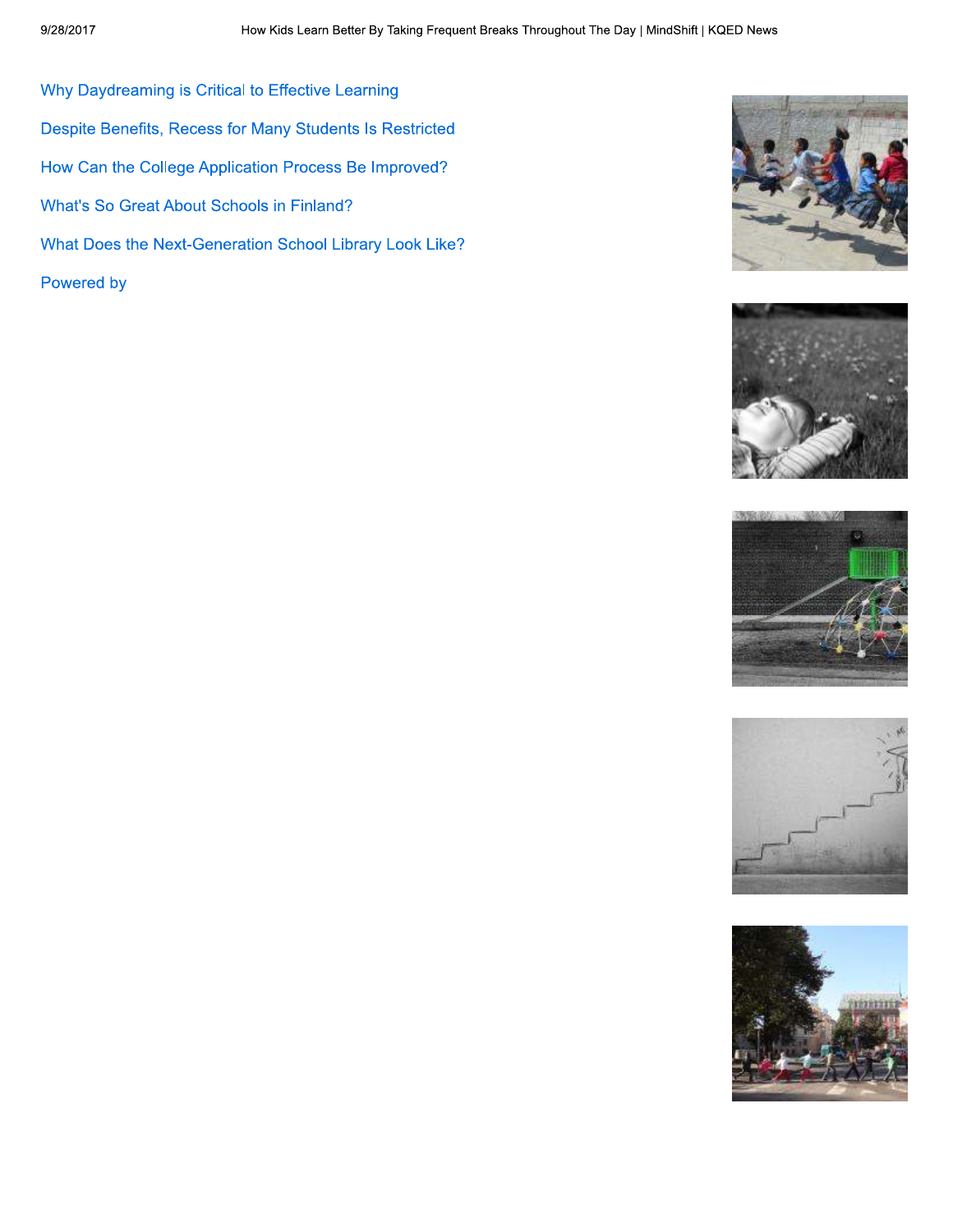Why Daydreaming is Critical to Effective Learning

Despite Benefits, Recess for Many Students Is Restricted

How Can the College Application Process Be Improved?

What's So Great About Schools in Finland?

What Does the Next-Generation School Library Look Like?

Powered by